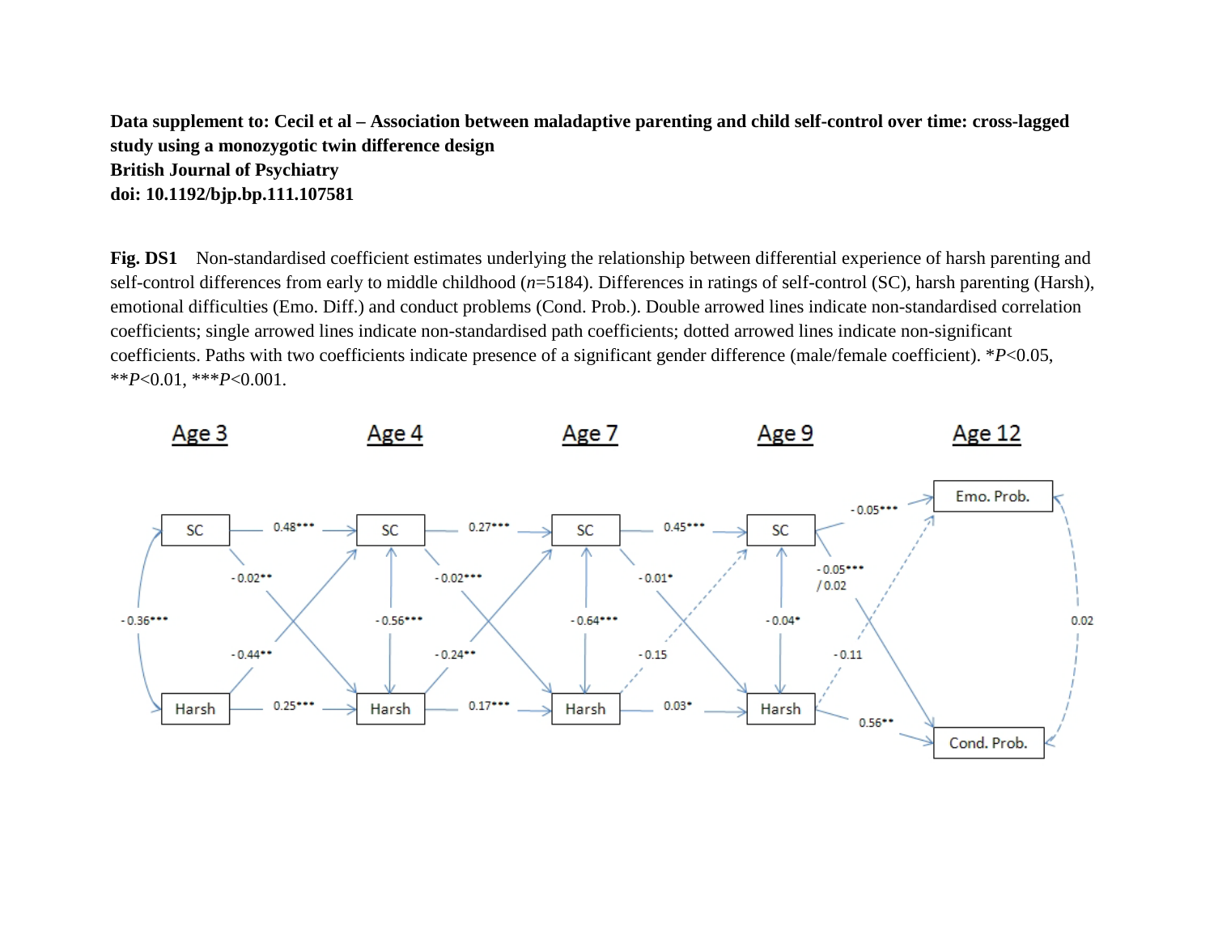**Data supplement to: Cecil et al – Association between maladaptive parenting and child self-control over time: cross-lagged study using a monozygotic twin difference design**
**British Journal of Psychiatry**
**doi: 10.1192/bjp.bp.111.107581**

**Fig. DS1** Non-standardised coefficient estimates underlying the relationship between differential experience of harsh parenting and self-control differences from early to middle childhood (*n*=5184). Differences in ratings of self-control (SC), harsh parenting (Harsh), emotional difficulties (Emo. Diff.) and conduct problems (Cond. Prob.). Double arrowed lines indicate non-standardised correlation coefficients; single arrowed lines indicate non-standardised path coefficients; dotted arrowed lines indicate non-significant coefficients. Paths with two coefficients indicate presence of a significant gender difference (male/female coefficient). *$P$<0.05, **$P$<0.01, ***$P$<0.001.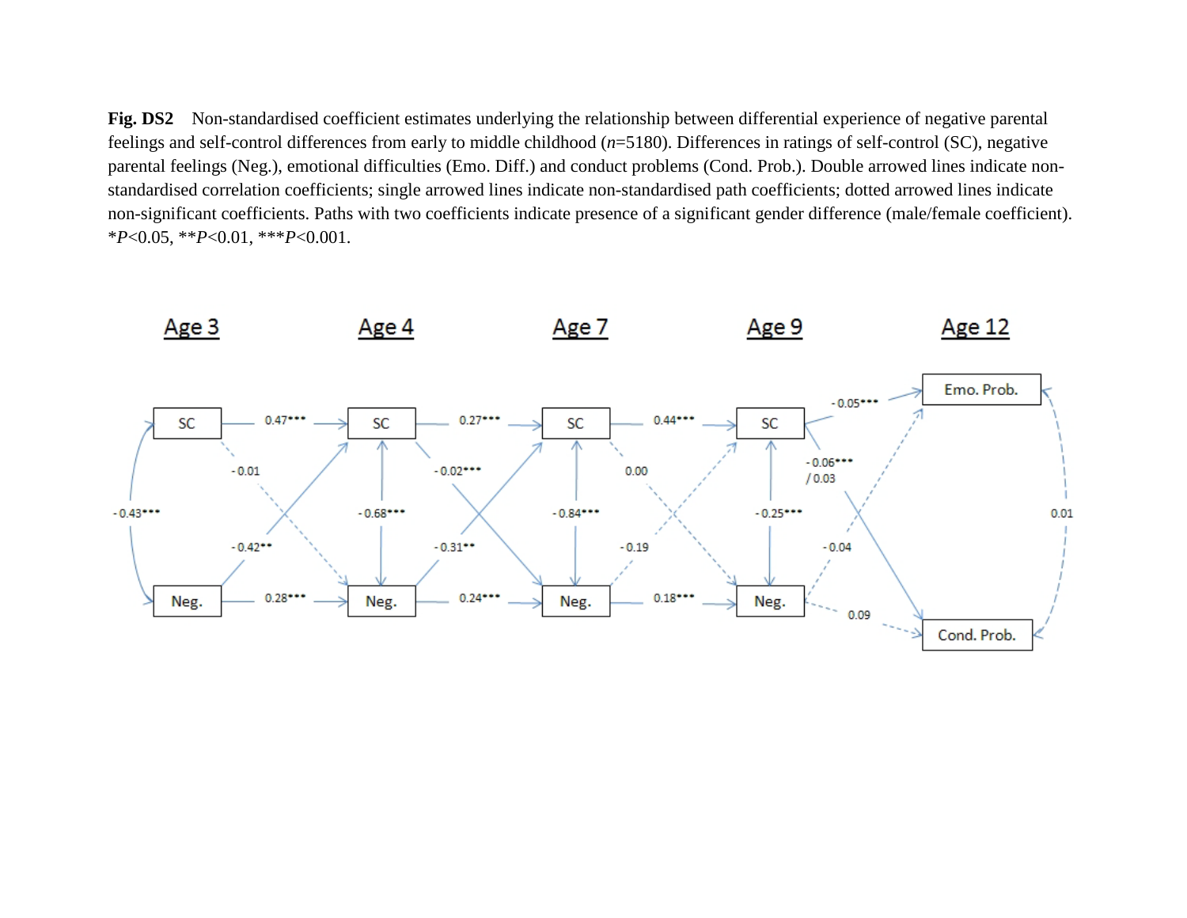**Fig. DS2** Non-standardised coefficient estimates underlying the relationship between differential experience of negative parental feelings and self-control differences from early to middle childhood (*n*=5180). Differences in ratings of self-control (SC), negative parental feelings (Neg.), emotional difficulties (Emo. Diff.) and conduct problems (Cond. Prob.). Double arrowed lines indicate non-standardised correlation coefficients; single arrowed lines indicate non-standardised path coefficients; dotted arrowed lines indicate non-significant coefficients. Paths with two coefficients indicate presence of a significant gender difference (male/female coefficient). *$P$<0.05, **$P$<0.01, ***$P$<0.001.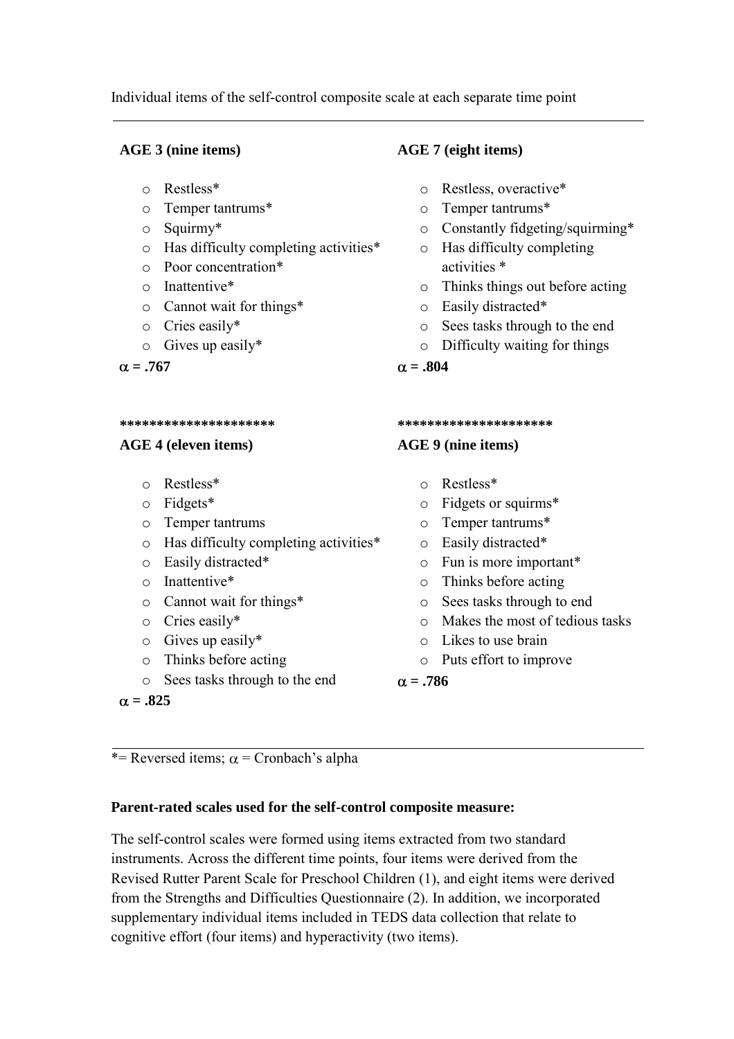Individual items of the self-control composite scale at each separate time point

---

**AGE 3 (nine items)**

- Restless*
- Temper tantrums*
- Squirmy*
- Has difficulty completing activities*
- Poor concentration*
- Inattentive*
- Cannot wait for things*
- Cries easily*
- Gives up easily*

**α = .767**

**********************

**AGE 4 (eleven items)**

- Restless*
- Fidgets*
- Temper tantrums
- Has difficulty completing activities*
- Easily distracted*
- Inattentive*
- Cannot wait for things*
- Cries easily*
- Gives up easily*
- Thinks before acting
- Sees tasks through to the end

**α = .825**

**AGE 7 (eight items)**

- Restless, overactive*
- Temper tantrums*
- Constantly fidgeting/squirming*
- Has difficulty completing activities *
- Thinks things out before acting
- Easily distracted*
- Sees tasks through to the end
- Difficulty waiting for things

**α = .804**

**********************

**AGE 9 (nine items)**

- Restless*
- Fidgets or squirms*
- Temper tantrums*
- Easily distracted*
- Fun is more important*
- Thinks before acting
- Sees tasks through to end
- Makes the most of tedious tasks
- Likes to use brain
- Puts effort to improve

**α = .786**

---

*= Reversed items; α = Cronbach's alpha

**Parent-rated scales used for the self-control composite measure:**

The self-control scales were formed using items extracted from two standard instruments. Across the different time points, four items were derived from the Revised Rutter Parent Scale for Preschool Children (1), and eight items were derived from the Strengths and Difficulties Questionnaire (2). In addition, we incorporated supplementary individual items included in TEDS data collection that relate to cognitive effort (four items) and hyperactivity (two items).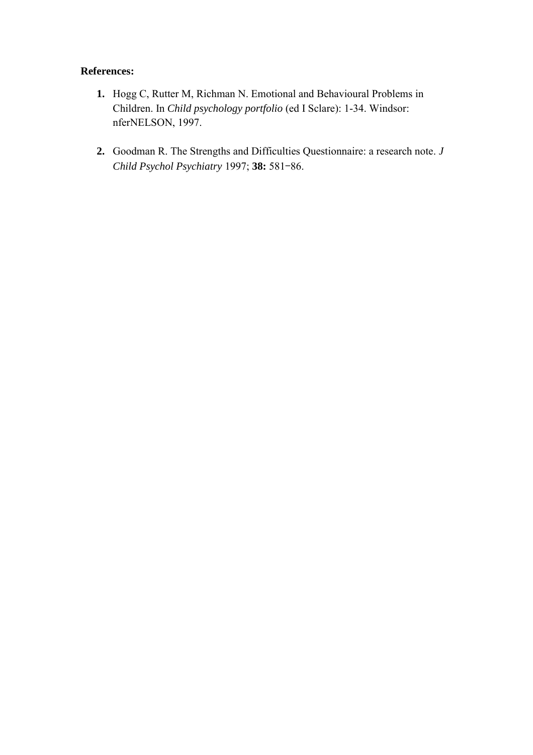**References:**

1. Hogg C, Rutter M, Richman N. Emotional and Behavioural Problems in Children. In *Child psychology portfolio* (ed I Sclare): 1-34. Windsor: nferNELSON, 1997.

2. Goodman R. The Strengths and Difficulties Questionnaire: a research note. *J Child Psychol Psychiatry* 1997; **38:** 581−86.